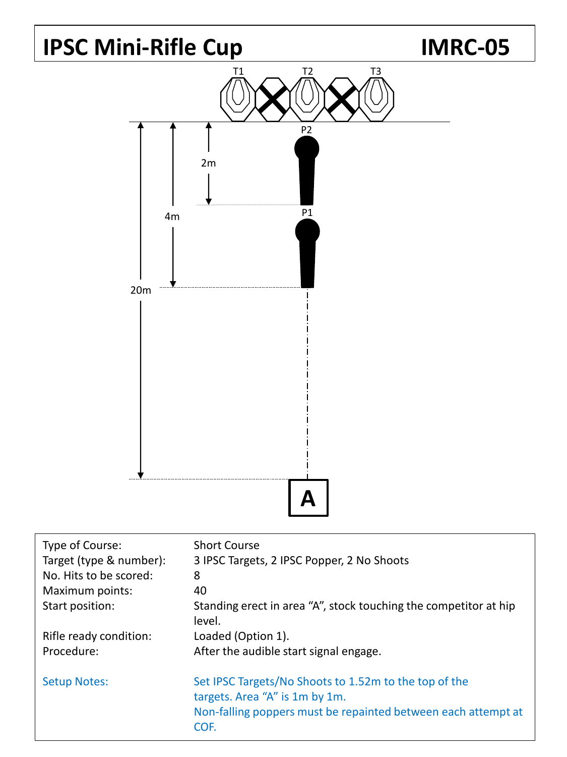# IPSC Mini-Rifle Cup IMRC-05

T1 T2 T3

P2

2m

P1

4m

20m

A

| | |
|---|---|
| Type of Course: | Short Course |
| Target (type & number): | 3 IPSC Targets, 2 IPSC Popper, 2 No Shoots |
| No. Hits to be scored: | 8 |
| Maximum points: | 40 |
| Start position: | Standing erect in area "A", stock touching the competitor at hip level. |
| Rifle ready condition: | Loaded (Option 1). |
| Procedure: | After the audible start signal engage. |
| Setup Notes: | Set IPSC Targets/No Shoots to 1.52m to the top of the targets. Area "A" is 1m by 1m. Non-falling poppers must be repainted between each attempt at COF. |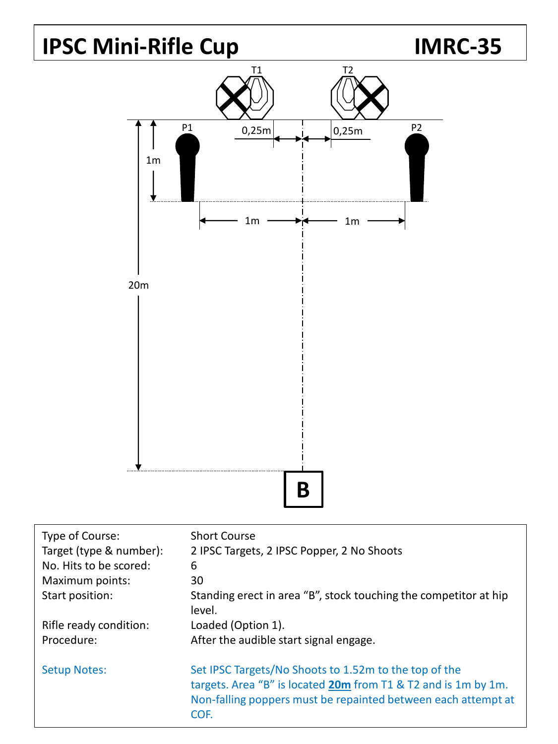# IPSC Mini-Rifle Cup IMRC-35

T1 T2

0,25m 0,25m

P1 P2

1m

1m 1m

20m

B

| | |
|---|---|
| Type of Course: | Short Course |
| Target (type & number): | 2 IPSC Targets, 2 IPSC Popper, 2 No Shoots |
| No. Hits to be scored: | 6 |
| Maximum points: | 30 |
| Start position: | Standing erect in area “B”, stock touching the competitor at hip level. |
| Rifle ready condition: | Loaded (Option 1). |
| Procedure: | After the audible start signal engage. |
| Setup Notes: | Set IPSC Targets/No Shoots to 1.52m to the top of the targets. Area “B” is located **20m** from T1 & T2 and is 1m by 1m. Non-falling poppers must be repainted between each attempt at COF. |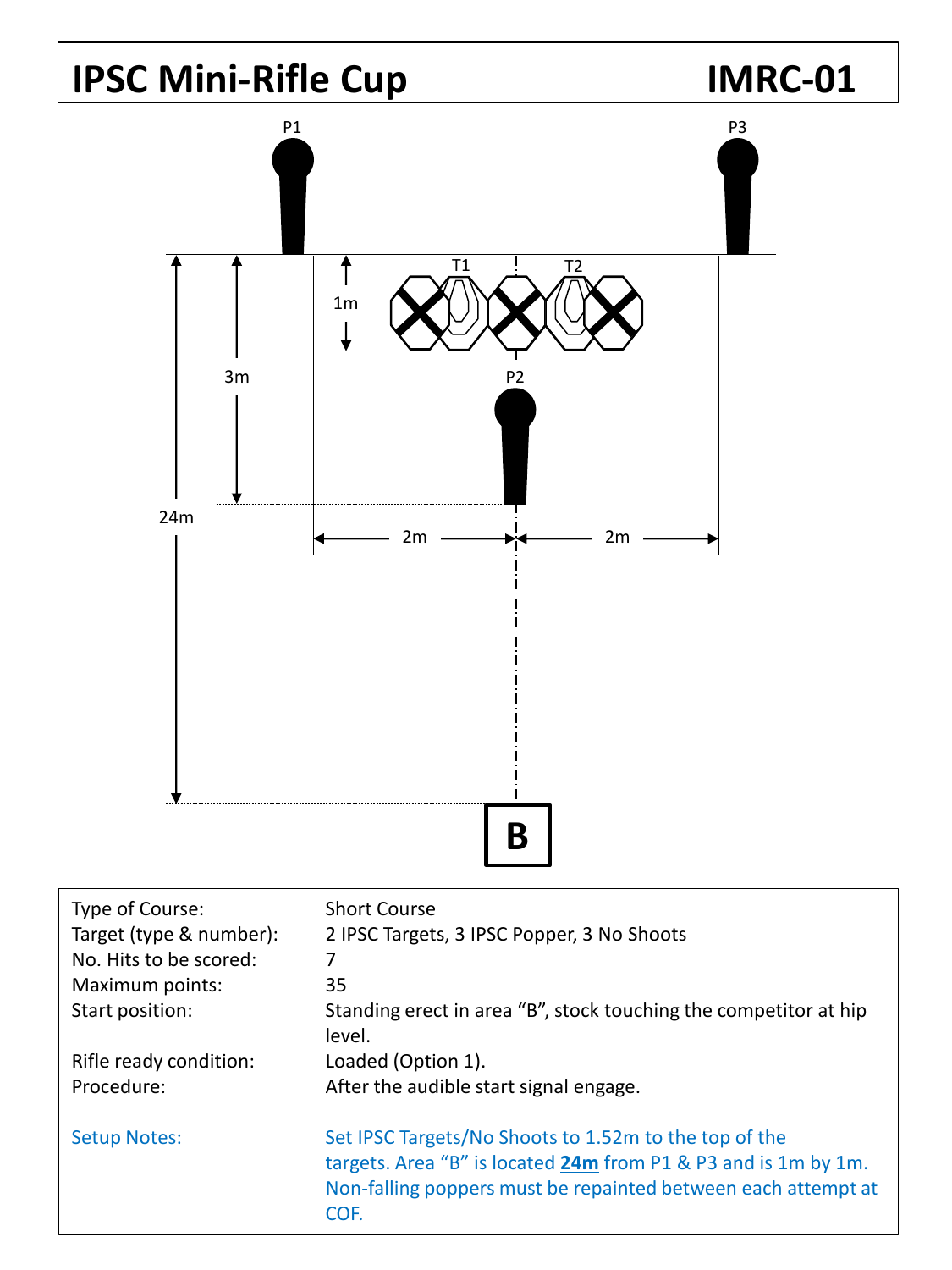# IPSC Mini-Rifle Cup IMRC-01

P1 P3

T1 T2

1m

3m

24m

P2

2m 2m

B

| | |
|---|---|
| Type of Course: | Short Course |
| Target (type & number): | 2 IPSC Targets, 3 IPSC Popper, 3 No Shoots |
| No. Hits to be scored: | 7 |
| Maximum points: | 35 |
| Start position: | Standing erect in area “B”, stock touching the competitor at hip level. |
| Rifle ready condition: | Loaded (Option 1). |
| Procedure: | After the audible start signal engage. |
| Setup Notes: | Set IPSC Targets/No Shoots to 1.52m to the top of the targets. Area “B” is located **24m** from P1 & P3 and is 1m by 1m. Non-falling poppers must be repainted between each attempt at COF. |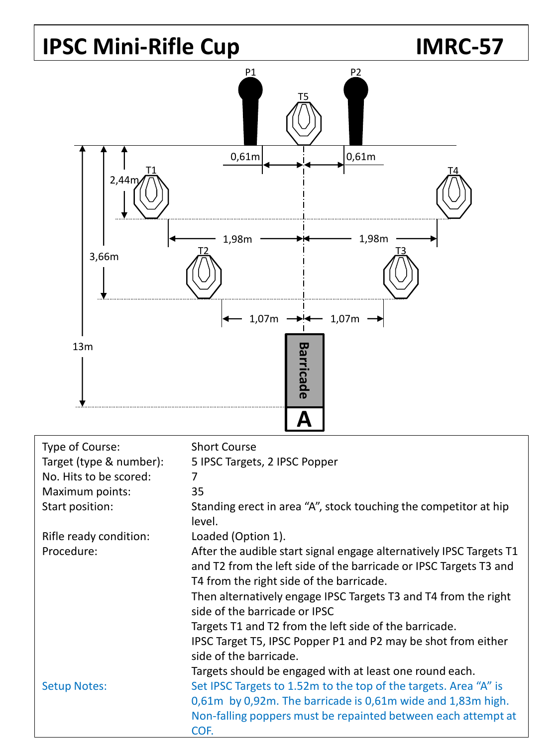# IPSC Mini-Rifle Cup IMRC-57

P1 P2 T5

0,61m 0,61m

T1 T4

2,44m

1,98m 1,98m

3,66m

T2 T3

1,07m 1,07m

13m

Barricade

A

| | |
|---|---|
| Type of Course: | Short Course |
| Target (type & number): | 5 IPSC Targets, 2 IPSC Popper |
| No. Hits to be scored: | 7 |
| Maximum points: | 35 |
| Start position: | Standing erect in area “A”, stock touching the competitor at hip level. |
| Rifle ready condition: | Loaded (Option 1). |
| Procedure: | After the audible start signal engage alternatively IPSC Targets T1 and T2 from the left side of the barricade or IPSC Targets T3 and T4 from the right side of the barricade. Then alternatively engage IPSC Targets T3 and T4 from the right side of the barricade or IPSC Targets T1 and T2 from the left side of the barricade. IPSC Target T5, IPSC Popper P1 and P2 may be shot from either side of the barricade. Targets should be engaged with at least one round each. |
| Setup Notes: | Set IPSC Targets to 1.52m to the top of the targets. Area “A” is 0,61m by 0,92m. The barricade is 0,61m wide and 1,83m high. Non-falling poppers must be repainted between each attempt at COF. |